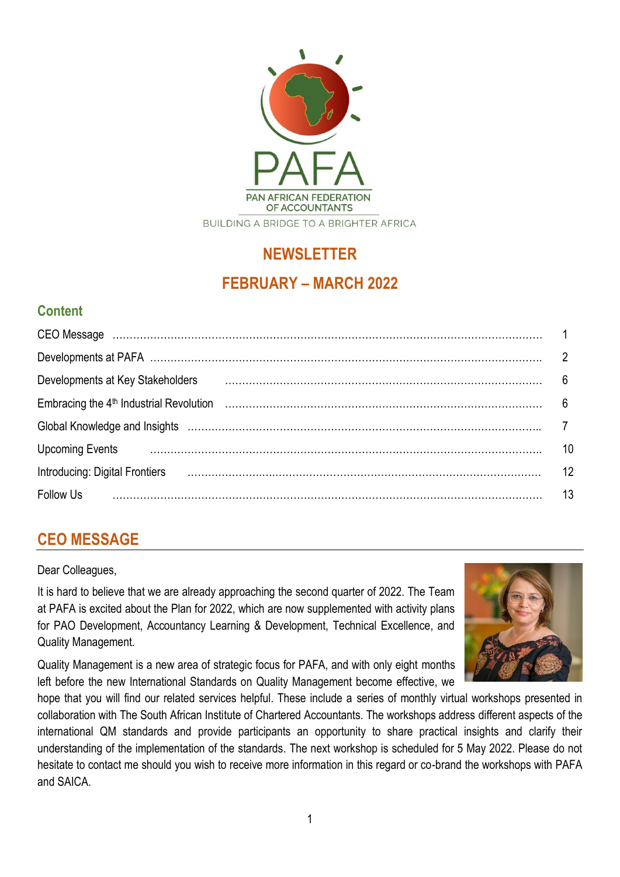PAFA

PAN AFRICAN FEDERATION OF ACCOUNTANTS

BUILDING A BRIDGE TO A BRIGHTER AFRICA

# NEWSLETTER

# FEBRUARY – MARCH 2022

## Content

| | |
|---|---|
| CEO Message | 1 |
| Developments at PAFA | 2 |
| Developments at Key Stakeholders | 6 |
| Embracing the 4th Industrial Revolution | 6 |
| Global Knowledge and Insights | 7 |
| Upcoming Events | 10 |
| Introducing: Digital Frontiers | 12 |
| Follow Us | 13 |

## CEO MESSAGE

Dear Colleagues,

It is hard to believe that we are already approaching the second quarter of 2022. The Team at PAFA is excited about the Plan for 2022, which are now supplemented with activity plans for PAO Development, Accountancy Learning & Development, Technical Excellence, and Quality Management.

Quality Management is a new area of strategic focus for PAFA, and with only eight months left before the new International Standards on Quality Management become effective, we hope that you will find our related services helpful. These include a series of monthly virtual workshops presented in collaboration with The South African Institute of Chartered Accountants. The workshops address different aspects of the international QM standards and provide participants an opportunity to share practical insights and clarify their understanding of the implementation of the standards. The next workshop is scheduled for 5 May 2022. Please do not hesitate to contact me should you wish to receive more information in this regard or co-brand the workshops with PAFA and SAICA.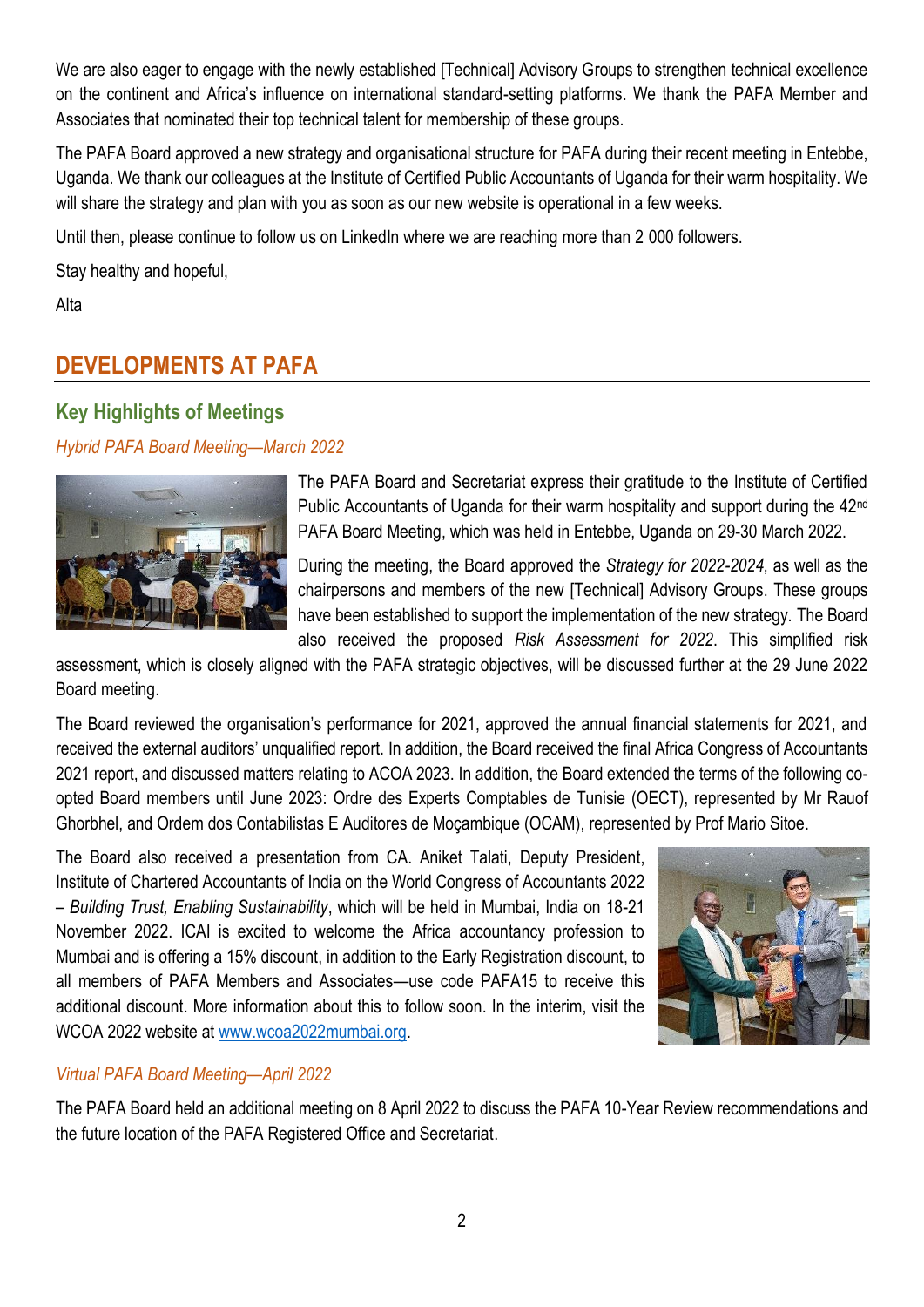We are also eager to engage with the newly established [Technical] Advisory Groups to strengthen technical excellence on the continent and Africa's influence on international standard-setting platforms. We thank the PAFA Member and Associates that nominated their top technical talent for membership of these groups.

The PAFA Board approved a new strategy and organisational structure for PAFA during their recent meeting in Entebbe, Uganda. We thank our colleagues at the Institute of Certified Public Accountants of Uganda for their warm hospitality. We will share the strategy and plan with you as soon as our new website is operational in a few weeks.

Until then, please continue to follow us on LinkedIn where we are reaching more than 2 000 followers.

Stay healthy and hopeful,

Alta

# DEVELOPMENTS AT PAFA

## Key Highlights of Meetings

### *Hybrid PAFA Board Meeting—March 2022*

The PAFA Board and Secretariat express their gratitude to the Institute of Certified Public Accountants of Uganda for their warm hospitality and support during the 42nd PAFA Board Meeting, which was held in Entebbe, Uganda on 29-30 March 2022.

During the meeting, the Board approved the *Strategy for 2022-2024*, as well as the chairpersons and members of the new [Technical] Advisory Groups. These groups have been established to support the implementation of the new strategy. The Board also received the proposed *Risk Assessment for 2022*. This simplified risk assessment, which is closely aligned with the PAFA strategic objectives, will be discussed further at the 29 June 2022 Board meeting.

The Board reviewed the organisation's performance for 2021, approved the annual financial statements for 2021, and received the external auditors' unqualified report. In addition, the Board received the final Africa Congress of Accountants 2021 report, and discussed matters relating to ACOA 2023. In addition, the Board extended the terms of the following co-opted Board members until June 2023: Ordre des Experts Comptables de Tunisie (OECT), represented by Mr Rauof Ghorbhel, and Ordem dos Contabilistas E Auditores de Moçambique (OCAM), represented by Prof Mario Sitoe.

The Board also received a presentation from CA. Aniket Talati, Deputy President, Institute of Chartered Accountants of India on the World Congress of Accountants 2022 – *Building Trust, Enabling Sustainability*, which will be held in Mumbai, India on 18-21 November 2022. ICAI is excited to welcome the Africa accountancy profession to Mumbai and is offering a 15% discount, in addition to the Early Registration discount, to all members of PAFA Members and Associates—use code PAFA15 to receive this additional discount. More information about this to follow soon. In the interim, visit the WCOA 2022 website at www.wcoa2022mumbai.org.

### *Virtual PAFA Board Meeting—April 2022*

The PAFA Board held an additional meeting on 8 April 2022 to discuss the PAFA 10-Year Review recommendations and the future location of the PAFA Registered Office and Secretariat.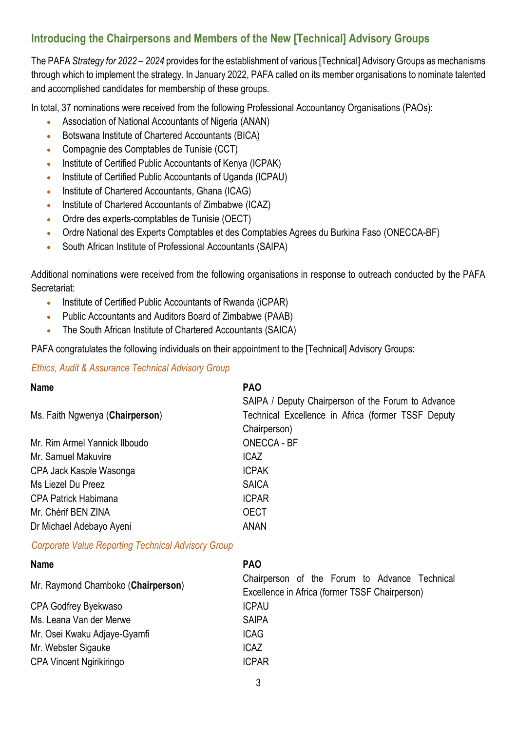## Introducing the Chairpersons and Members of the New [Technical] Advisory Groups

The PAFA *Strategy for 2022 – 2024* provides for the establishment of various [Technical] Advisory Groups as mechanisms through which to implement the strategy. In January 2022, PAFA called on its member organisations to nominate talented and accomplished candidates for membership of these groups.

In total, 37 nominations were received from the following Professional Accountancy Organisations (PAOs):

- Association of National Accountants of Nigeria (ANAN)
- Botswana Institute of Chartered Accountants (BICA)
- Compagnie des Comptables de Tunisie (CCT)
- Institute of Certified Public Accountants of Kenya (ICPAK)
- Institute of Certified Public Accountants of Uganda (ICPAU)
- Institute of Chartered Accountants, Ghana (ICAG)
- Institute of Chartered Accountants of Zimbabwe (ICAZ)
- Ordre des experts-comptables de Tunisie (OECT)
- Ordre National des Experts Comptables et des Comptables Agrees du Burkina Faso (ONECCA-BF)
- South African Institute of Professional Accountants (SAIPA)

Additional nominations were received from the following organisations in response to outreach conducted by the PAFA Secretariat:

- Institute of Certified Public Accountants of Rwanda (iCPAR)
- Public Accountants and Auditors Board of Zimbabwe (PAAB)
- The South African Institute of Chartered Accountants (SAICA)

PAFA congratulates the following individuals on their appointment to the [Technical] Advisory Groups:

*Ethics, Audit & Assurance Technical Advisory Group*

| Name | PAO |
|---|---|
| Ms. Faith Ngwenya (**Chairperson**) | SAIPA / Deputy Chairperson of the Forum to Advance Technical Excellence in Africa (former TSSF Deputy Chairperson) |
| Mr. Rim Armel Yannick Ilboudo | ONECCA - BF |
| Mr. Samuel Makuvire | ICAZ |
| CPA Jack Kasole Wasonga | ICPAK |
| Ms Liezel Du Preez | SAICA |
| CPA Patrick Habimana | ICPAR |
| Mr. Chérif BEN ZINA | OECT |
| Dr Michael Adebayo Ayeni | ANAN |

*Corporate Value Reporting Technical Advisory Group*

| Name | PAO |
|---|---|
| Mr. Raymond Chamboko (**Chairperson**) | Chairperson of the Forum to Advance Technical Excellence in Africa (former TSSF Chairperson) |
| CPA Godfrey Byekwaso | ICPAU |
| Ms. Leana Van der Merwe | SAIPA |
| Mr. Osei Kwaku Adjaye-Gyamfi | ICAG |
| Mr. Webster Sigauke | ICAZ |
| CPA Vincent Ngirikiringo | ICPAR |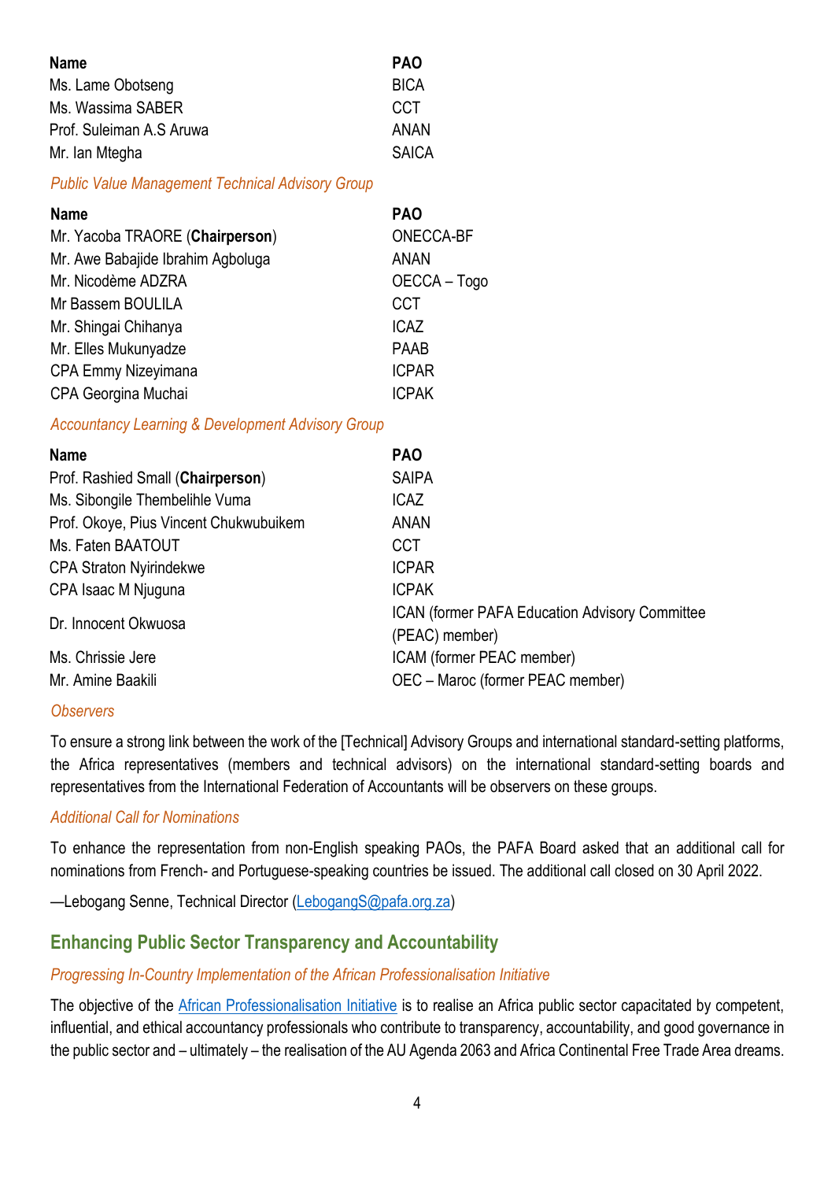| Name | PAO |
|---|---|
| Ms. Lame Obotseng | BICA |
| Ms. Wassima SABER | CCT |
| Prof. Suleiman A.S Aruwa | ANAN |
| Mr. Ian Mtegha | SAICA |

*Public Value Management Technical Advisory Group*

| Name | PAO |
|---|---|
| Mr. Yacoba TRAORE (**Chairperson**) | ONECCA-BF |
| Mr. Awe Babajide Ibrahim Agboluga | ANAN |
| Mr. Nicodème ADZRA | OECCA – Togo |
| Mr Bassem BOULILA | CCT |
| Mr. Shingai Chihanya | ICAZ |
| Mr. Elles Mukunyadze | PAAB |
| CPA Emmy Nizeyimana | ICPAR |
| CPA Georgina Muchai | ICPAK |

*Accountancy Learning & Development Advisory Group*

| Name | PAO |
|---|---|
| Prof. Rashied Small (**Chairperson**) | SAIPA |
| Ms. Sibongile Thembelihle Vuma | ICAZ |
| Prof. Okoye, Pius Vincent Chukwubuikem | ANAN |
| Ms. Faten BAATOUT | CCT |
| CPA Straton Nyirindekwe | ICPAR |
| CPA Isaac M Njuguna | ICPAK |
| Dr. Innocent Okwuosa | ICAN (former PAFA Education Advisory Committee (PEAC) member) |
| Ms. Chrissie Jere | ICAM (former PEAC member) |
| Mr. Amine Baakili | OEC – Maroc (former PEAC member) |

*Observers*

To ensure a strong link between the work of the [Technical] Advisory Groups and international standard-setting platforms, the Africa representatives (members and technical advisors) on the international standard-setting boards and representatives from the International Federation of Accountants will be observers on these groups.

*Additional Call for Nominations*

To enhance the representation from non-English speaking PAOs, the PAFA Board asked that an additional call for nominations from French- and Portuguese-speaking countries be issued. The additional call closed on 30 April 2022.

—Lebogang Senne, Technical Director (LebogangS@pafa.org.za)

## Enhancing Public Sector Transparency and Accountability

*Progressing In-Country Implementation of the African Professionalisation Initiative*

The objective of the African Professionalisation Initiative is to realise an Africa public sector capacitated by competent, influential, and ethical accountancy professionals who contribute to transparency, accountability, and good governance in the public sector and – ultimately – the realisation of the AU Agenda 2063 and Africa Continental Free Trade Area dreams.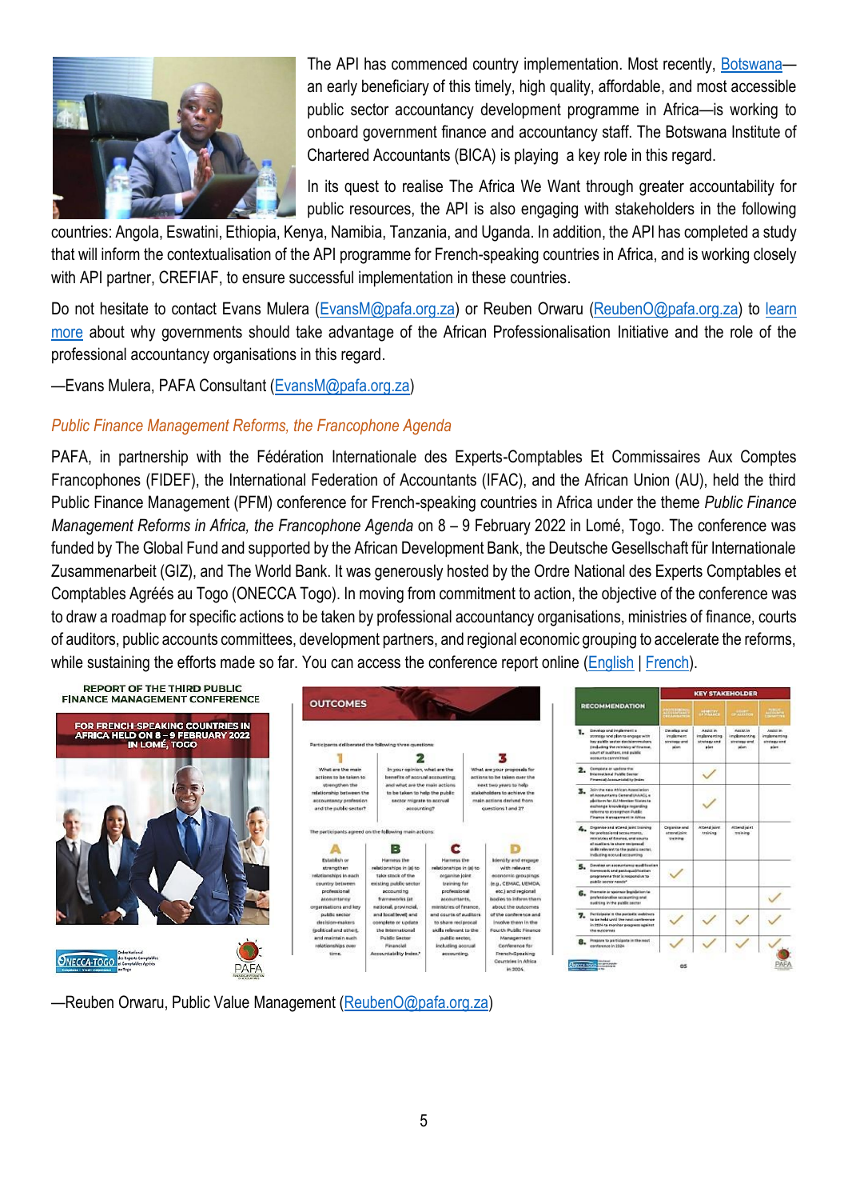The API has commenced country implementation. Most recently, Botswana—an early beneficiary of this timely, high quality, affordable, and most accessible public sector accountancy development programme in Africa—is working to onboard government finance and accountancy staff. The Botswana Institute of Chartered Accountants (BICA) is playing a key role in this regard.

In its quest to realise The Africa We Want through greater accountability for public resources, the API is also engaging with stakeholders in the following countries: Angola, Eswatini, Ethiopia, Kenya, Namibia, Tanzania, and Uganda. In addition, the API has completed a study that will inform the contextualisation of the API programme for French-speaking countries in Africa, and is working closely with API partner, CREFIAF, to ensure successful implementation in these countries.

Do not hesitate to contact Evans Mulera (EvansM@pafa.org.za) or Reuben Orwaru (ReubenO@pafa.org.za) to learn more about why governments should take advantage of the African Professionalisation Initiative and the role of the professional accountancy organisations in this regard.

—Evans Mulera, PAFA Consultant (EvansM@pafa.org.za)

### *Public Finance Management Reforms, the Francophone Agenda*

PAFA, in partnership with the Fédération Internationale des Experts-Comptables Et Commissaires Aux Comptes Francophones (FIDEF), the International Federation of Accountants (IFAC), and the African Union (AU), held the third Public Finance Management (PFM) conference for French-speaking countries in Africa under the theme *Public Finance Management Reforms in Africa, the Francophone Agenda* on 8 – 9 February 2022 in Lomé, Togo. The conference was funded by The Global Fund and supported by the African Development Bank, the Deutsche Gesellschaft für Internationale Zusammenarbeit (GIZ), and The World Bank. It was generously hosted by the Ordre National des Experts Comptables et Comptables Agréés au Togo (ONECCA Togo). In moving from commitment to action, the objective of the conference was to draw a roadmap for specific actions to be taken by professional accountancy organisations, ministries of finance, courts of auditors, public accounts committees, development partners, and regional economic grouping to accelerate the reforms, while sustaining the efforts made so far. You can access the conference report online (English | French).

—Reuben Orwaru, Public Value Management (ReubenO@pafa.org.za)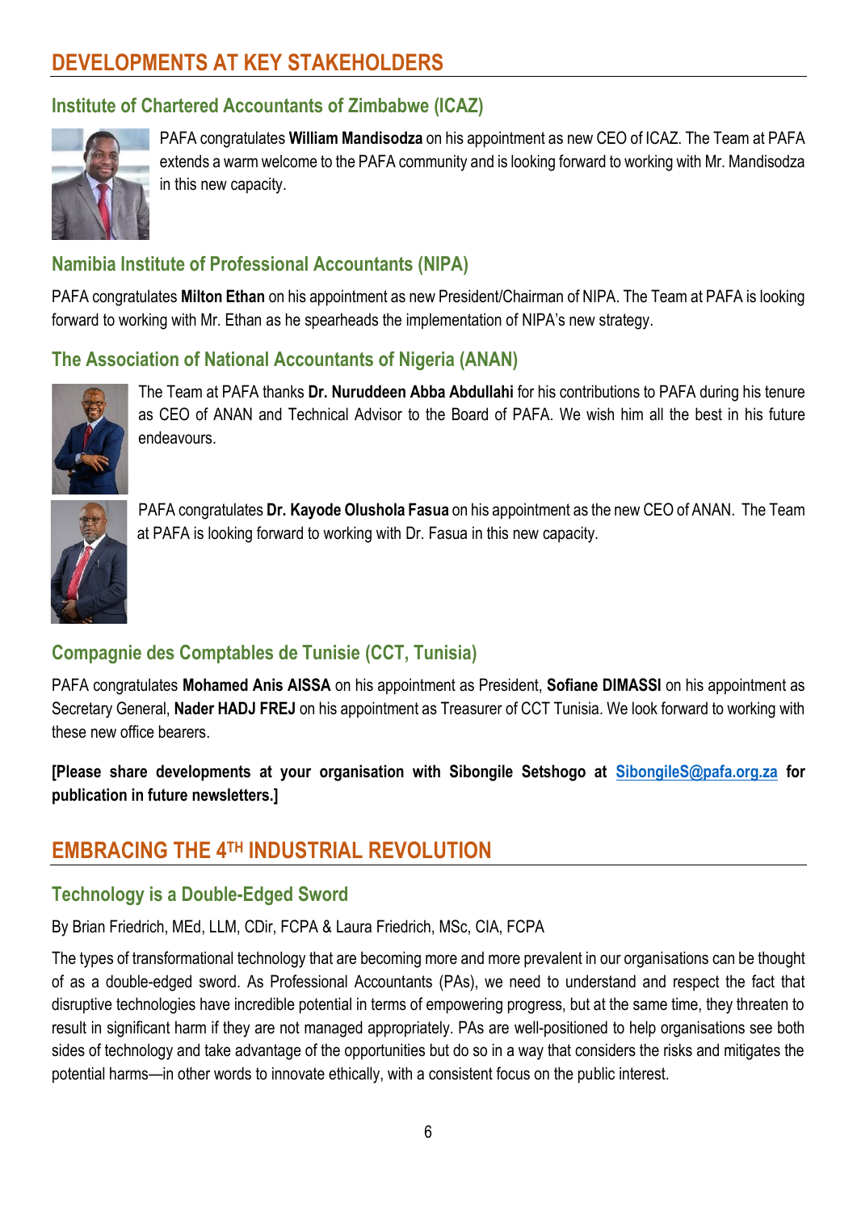## DEVELOPMENTS AT KEY STAKEHOLDERS

### Institute of Chartered Accountants of Zimbabwe (ICAZ)

PAFA congratulates **William Mandisodza** on his appointment as new CEO of ICAZ. The Team at PAFA extends a warm welcome to the PAFA community and is looking forward to working with Mr. Mandisodza in this new capacity.

### Namibia Institute of Professional Accountants (NIPA)

PAFA congratulates **Milton Ethan** on his appointment as new President/Chairman of NIPA. The Team at PAFA is looking forward to working with Mr. Ethan as he spearheads the implementation of NIPA's new strategy.

### The Association of National Accountants of Nigeria (ANAN)

The Team at PAFA thanks **Dr. Nuruddeen Abba Abdullahi** for his contributions to PAFA during his tenure as CEO of ANAN and Technical Advisor to the Board of PAFA. We wish him all the best in his future endeavours.

PAFA congratulates **Dr. Kayode Olushola Fasua** on his appointment as the new CEO of ANAN. The Team at PAFA is looking forward to working with Dr. Fasua in this new capacity.

### Compagnie des Comptables de Tunisie (CCT, Tunisia)

PAFA congratulates **Mohamed Anis AISSA** on his appointment as President, **Sofiane DIMASSI** on his appointment as Secretary General, **Nader HADJ FREJ** on his appointment as Treasurer of CCT Tunisia. We look forward to working with these new office bearers.

**[Please share developments at your organisation with Sibongile Setshogo at SibongileS@pafa.org.za for publication in future newsletters.]**

## EMBRACING THE 4TH INDUSTRIAL REVOLUTION

### Technology is a Double-Edged Sword

By Brian Friedrich, MEd, LLM, CDir, FCPA & Laura Friedrich, MSc, CIA, FCPA

The types of transformational technology that are becoming more and more prevalent in our organisations can be thought of as a double-edged sword. As Professional Accountants (PAs), we need to understand and respect the fact that disruptive technologies have incredible potential in terms of empowering progress, but at the same time, they threaten to result in significant harm if they are not managed appropriately. PAs are well-positioned to help organisations see both sides of technology and take advantage of the opportunities but do so in a way that considers the risks and mitigates the potential harms—in other words to innovate ethically, with a consistent focus on the public interest.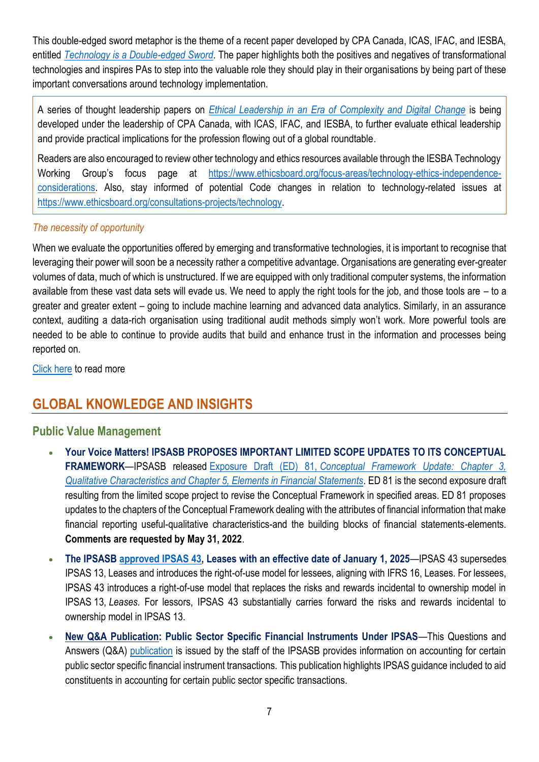This double-edged sword metaphor is the theme of a recent paper developed by CPA Canada, ICAS, IFAC, and IESBA, entitled [*Technology is a Double-edged Sword*](). The paper highlights both the positives and negatives of transformational technologies and inspires PAs to step into the valuable role they should play in their organisations by being part of these important conversations around technology implementation.

> A series of thought leadership papers on [*Ethical Leadership in an Era of Complexity and Digital Change*]() is being developed under the leadership of CPA Canada, with ICAS, IFAC, and IESBA, to further evaluate ethical leadership and provide practical implications for the profession flowing out of a global roundtable.
>
> Readers are also encouraged to review other technology and ethics resources available through the IESBA Technology Working Group's focus page at https://www.ethicsboard.org/focus-areas/technology-ethics-independence-considerations. Also, stay informed of potential Code changes in relation to technology-related issues at https://www.ethicsboard.org/consultations-projects/technology.

*The necessity of opportunity*

When we evaluate the opportunities offered by emerging and transformative technologies, it is important to recognise that leveraging their power will soon be a necessity rather a competitive advantage. Organisations are generating ever-greater volumes of data, much of which is unstructured. If we are equipped with only traditional computer systems, the information available from these vast data sets will evade us. We need to apply the right tools for the job, and those tools are – to a greater and greater extent – going to include machine learning and advanced data analytics. Similarly, in an assurance context, auditing a data-rich organisation using traditional audit methods simply won't work. More powerful tools are needed to be able to continue to provide audits that build and enhance trust in the information and processes being reported on.

[Click here]() to read more

## GLOBAL KNOWLEDGE AND INSIGHTS

### Public Value Management

- **Your Voice Matters! IPSASB PROPOSES IMPORTANT LIMITED SCOPE UPDATES TO ITS CONCEPTUAL FRAMEWORK**—IPSASB released [Exposure Draft (ED) 81, *Conceptual Framework Update: Chapter 3, Qualitative Characteristics and Chapter 5, Elements in Financial Statements*](). ED 81 is the second exposure draft resulting from the limited scope project to revise the Conceptual Framework in specified areas. ED 81 proposes updates to the chapters of the Conceptual Framework dealing with the attributes of financial information that make financial reporting useful-qualitative characteristics-and the building blocks of financial statements-elements. **Comments are requested by May 31, 2022**.
- **The IPSASB [approved IPSAS 43](), Leases with an effective date of January 1, 2025**—IPSAS 43 supersedes IPSAS 13, Leases and introduces the right-of-use model for lessees, aligning with IFRS 16, Leases. For lessees, IPSAS 43 introduces a right-of-use model that replaces the risks and rewards incidental to ownership model in IPSAS 13, *Leases*. For lessors, IPSAS 43 substantially carries forward the risks and rewards incidental to ownership model in IPSAS 13.
- **[New Q&A Publication](): Public Sector Specific Financial Instruments Under IPSAS**—This Questions and Answers (Q&A) [publication]() is issued by the staff of the IPSASB provides information on accounting for certain public sector specific financial instrument transactions. This publication highlights IPSAS guidance included to aid constituents in accounting for certain public sector specific transactions.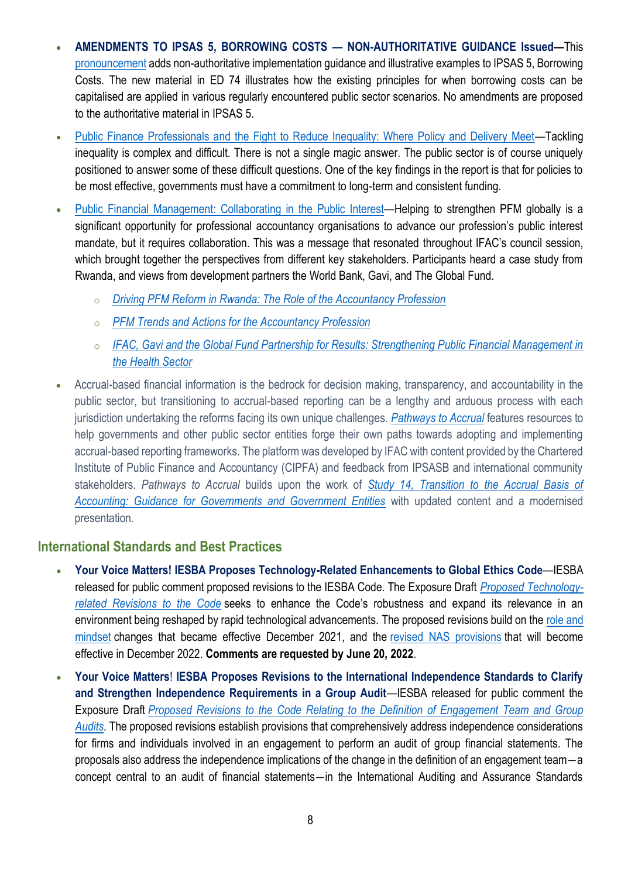- **AMENDMENTS TO IPSAS 5, BORROWING COSTS — NON-AUTHORITATIVE GUIDANCE Issued**—This pronouncement adds non-authoritative implementation guidance and illustrative examples to IPSAS 5, Borrowing Costs. The new material in ED 74 illustrates how the existing principles for when borrowing costs can be capitalised are applied in various regularly encountered public sector scenarios. No amendments are proposed to the authoritative material in IPSAS 5.
- Public Finance Professionals and the Fight to Reduce Inequality: Where Policy and Delivery Meet—Tackling inequality is complex and difficult. There is not a single magic answer. The public sector is of course uniquely positioned to answer some of these difficult questions. One of the key findings in the report is that for policies to be most effective, governments must have a commitment to long-term and consistent funding.
- Public Financial Management: Collaborating in the Public Interest—Helping to strengthen PFM globally is a significant opportunity for professional accountancy organisations to advance our profession's public interest mandate, but it requires collaboration. This was a message that resonated throughout IFAC's council session, which brought together the perspectives from different key stakeholders. Participants heard a case study from Rwanda, and views from development partners the World Bank, Gavi, and The Global Fund.
  - *Driving PFM Reform in Rwanda: The Role of the Accountancy Profession*
  - *PFM Trends and Actions for the Accountancy Profession*
  - *IFAC, Gavi and the Global Fund Partnership for Results: Strengthening Public Financial Management in the Health Sector*
- Accrual-based financial information is the bedrock for decision making, transparency, and accountability in the public sector, but transitioning to accrual-based reporting can be a lengthy and arduous process with each jurisdiction undertaking the reforms facing its own unique challenges. *Pathways to Accrual* features resources to help governments and other public sector entities forge their own paths towards adopting and implementing accrual-based reporting frameworks. The platform was developed by IFAC with content provided by the Chartered Institute of Public Finance and Accountancy (CIPFA) and feedback from IPSASB and international community stakeholders. *Pathways to Accrual* builds upon the work of *Study 14, Transition to the Accrual Basis of Accounting: Guidance for Governments and Government Entities* with updated content and a modernised presentation.

## International Standards and Best Practices

- **Your Voice Matters! IESBA Proposes Technology-Related Enhancements to Global Ethics Code**—IESBA released for public comment proposed revisions to the IESBA Code. The Exposure Draft *Proposed Technology-related Revisions to the Code* seeks to enhance the Code's robustness and expand its relevance in an environment being reshaped by rapid technological advancements. The proposed revisions build on the role and mindset changes that became effective December 2021, and the revised NAS provisions that will become effective in December 2022. **Comments are requested by June 20, 2022**.
- **Your Voice Matters! IESBA Proposes Revisions to the International Independence Standards to Clarify and Strengthen Independence Requirements in a Group Audit**—IESBA released for public comment the Exposure Draft *Proposed Revisions to the Code Relating to the Definition of Engagement Team and Group Audits*. The proposed revisions establish provisions that comprehensively address independence considerations for firms and individuals involved in an engagement to perform an audit of group financial statements. The proposals also address the independence implications of the change in the definition of an engagement team—a concept central to an audit of financial statements—in the International Auditing and Assurance Standards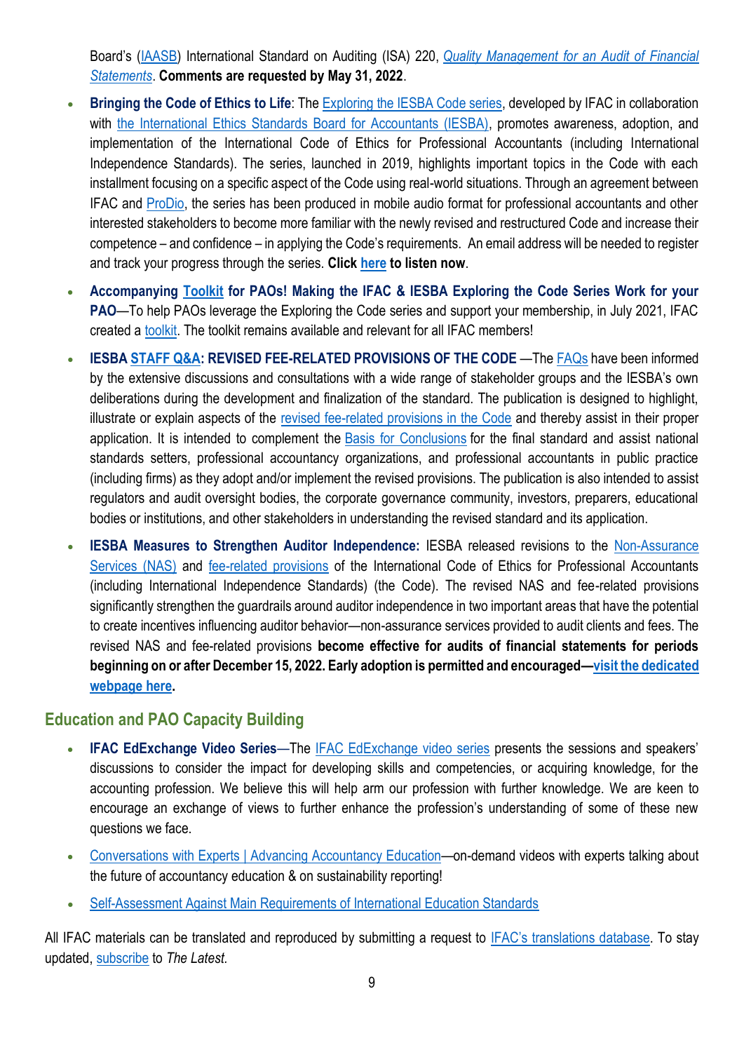Board's (IAASB) International Standard on Auditing (ISA) 220, *Quality Management for an Audit of Financial Statements*. **Comments are requested by May 31, 2022**.

- **Bringing the Code of Ethics to Life**: The Exploring the IESBA Code series, developed by IFAC in collaboration with the International Ethics Standards Board for Accountants (IESBA), promotes awareness, adoption, and implementation of the International Code of Ethics for Professional Accountants (including International Independence Standards). The series, launched in 2019, highlights important topics in the Code with each installment focusing on a specific aspect of the Code using real-world situations. Through an agreement between IFAC and ProDio, the series has been produced in mobile audio format for professional accountants and other interested stakeholders to become more familiar with the newly revised and restructured Code and increase their competence – and confidence – in applying the Code's requirements. An email address will be needed to register and track your progress through the series. **Click here to listen now**.
- **Accompanying Toolkit for PAOs! Making the IFAC & IESBA Exploring the Code Series Work for your PAO**—To help PAOs leverage the Exploring the Code series and support your membership, in July 2021, IFAC created a toolkit. The toolkit remains available and relevant for all IFAC members!
- **IESBA STAFF Q&A: REVISED FEE-RELATED PROVISIONS OF THE CODE** —The FAQs have been informed by the extensive discussions and consultations with a wide range of stakeholder groups and the IESBA's own deliberations during the development and finalization of the standard. The publication is designed to highlight, illustrate or explain aspects of the revised fee-related provisions in the Code and thereby assist in their proper application. It is intended to complement the Basis for Conclusions for the final standard and assist national standards setters, professional accountancy organizations, and professional accountants in public practice (including firms) as they adopt and/or implement the revised provisions. The publication is also intended to assist regulators and audit oversight bodies, the corporate governance community, investors, preparers, educational bodies or institutions, and other stakeholders in understanding the revised standard and its application.
- **IESBA Measures to Strengthen Auditor Independence:** IESBA released revisions to the Non-Assurance Services (NAS) and fee-related provisions of the International Code of Ethics for Professional Accountants (including International Independence Standards) (the Code). The revised NAS and fee-related provisions significantly strengthen the guardrails around auditor independence in two important areas that have the potential to create incentives influencing auditor behavior—non-assurance services provided to audit clients and fees. The revised NAS and fee-related provisions **become effective for audits of financial statements for periods beginning on or after December 15, 2022. Early adoption is permitted and encouraged—visit the dedicated webpage here.**

## Education and PAO Capacity Building

- **IFAC EdExchange Video Series**—The IFAC EdExchange video series presents the sessions and speakers' discussions to consider the impact for developing skills and competencies, or acquiring knowledge, for the accounting profession. We believe this will help arm our profession with further knowledge. We are keen to encourage an exchange of views to further enhance the profession's understanding of some of these new questions we face.
- Conversations with Experts | Advancing Accountancy Education—on-demand videos with experts talking about the future of accountancy education & on sustainability reporting!
- Self-Assessment Against Main Requirements of International Education Standards

All IFAC materials can be translated and reproduced by submitting a request to IFAC's translations database. To stay updated, subscribe to *The Latest.*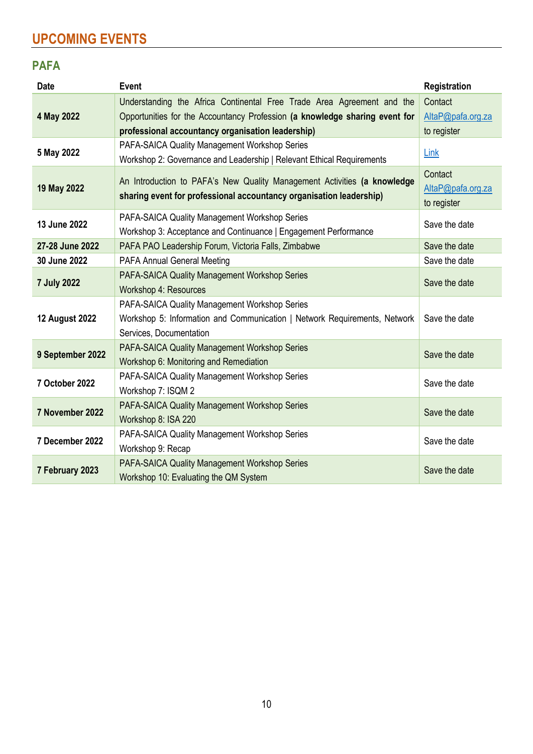# UPCOMING EVENTS

## PAFA

| Date | Event | Registration |
|---|---|---|
| **4 May 2022** | Understanding the Africa Continental Free Trade Area Agreement and the Opportunities for the Accountancy Profession **(a knowledge sharing event for professional accountancy organisation leadership)** | Contact AltaP@pafa.org.za to register |
| **5 May 2022** | PAFA-SAICA Quality Management Workshop Series<br>Workshop 2: Governance and Leadership \| Relevant Ethical Requirements | Link |
| **19 May 2022** | An Introduction to PAFA's New Quality Management Activities **(a knowledge sharing event for professional accountancy organisation leadership)** | Contact AltaP@pafa.org.za to register |
| **13 June 2022** | PAFA-SAICA Quality Management Workshop Series<br>Workshop 3: Acceptance and Continuance \| Engagement Performance | Save the date |
| **27-28 June 2022** | PAFA PAO Leadership Forum, Victoria Falls, Zimbabwe | Save the date |
| **30 June 2022** | PAFA Annual General Meeting | Save the date |
| **7 July 2022** | PAFA-SAICA Quality Management Workshop Series<br>Workshop 4: Resources | Save the date |
| **12 August 2022** | PAFA-SAICA Quality Management Workshop Series<br>Workshop 5: Information and Communication \| Network Requirements, Network Services, Documentation | Save the date |
| **9 September 2022** | PAFA-SAICA Quality Management Workshop Series<br>Workshop 6: Monitoring and Remediation | Save the date |
| **7 October 2022** | PAFA-SAICA Quality Management Workshop Series<br>Workshop 7: ISQM 2 | Save the date |
| **7 November 2022** | PAFA-SAICA Quality Management Workshop Series<br>Workshop 8: ISA 220 | Save the date |
| **7 December 2022** | PAFA-SAICA Quality Management Workshop Series<br>Workshop 9: Recap | Save the date |
| **7 February 2023** | PAFA-SAICA Quality Management Workshop Series<br>Workshop 10: Evaluating the QM System | Save the date |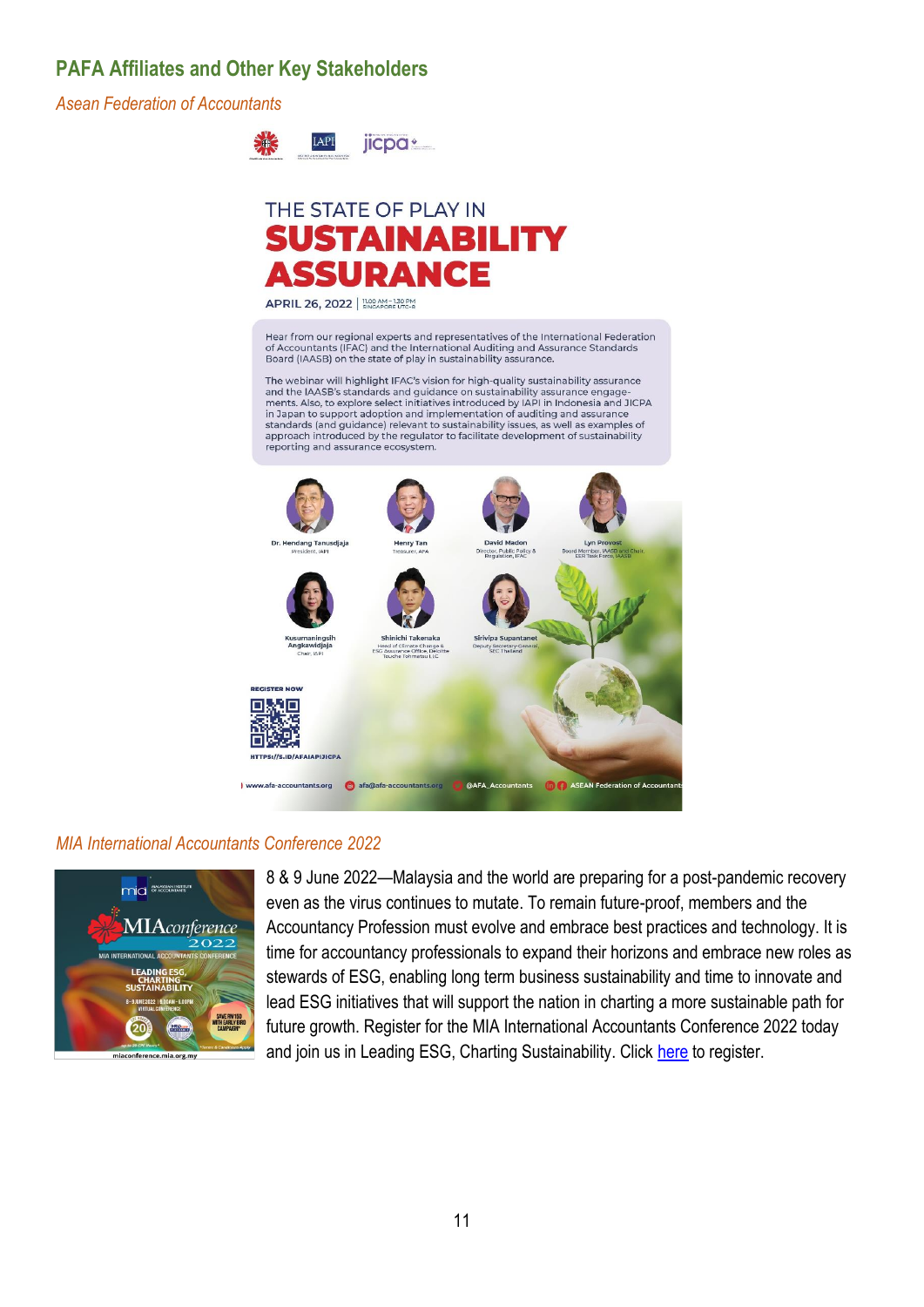## PAFA Affiliates and Other Key Stakeholders

*Asean Federation of Accountants*

THE STATE OF PLAY IN

**SUSTAINABILITY ASSURANCE**

APRIL 26, 2022 | 11.00 AM - 1.30 PM SINGAPORE UTC+8

Hear from our regional experts and representatives of the International Federation of Accountants (IFAC) and the International Auditing and Assurance Standards Board (IAASB) on the state of play in sustainability assurance.

The webinar will highlight IFAC's vision for high-quality sustainability assurance and the IAASB's standards and guidance on sustainability assurance engagements. Also, to explore select initiatives introduced by IAPI in Indonesia and JICPA in Japan to support adoption and implementation of auditing and assurance standards (and guidance) relevant to sustainability issues, as well as examples of approach introduced by the regulator to facilitate development of sustainability reporting and assurance ecosystem.

- Dr. Hendang Tanusdjaja, President, IAPI
- Henry Tan, Treasurer, AFA
- David Madon, Director, Public Policy & Regulation, IFAC
- Lyn Provost, Board Member, IAASB and Chair, EER Task Force, IAASB
- Kusumaningsih Angkawidjaja, Chair, IAPI
- Shinichi Takenaka, Head of Climate Change & ESG Assurance Office, Deloitte Touche Tohmatsu LLC
- Sirivipa Supantanet, Deputy Secretary-General, SEC Thailand

REGISTER NOW

HTTPS://S.ID/AFAIAPIJICPA

www.afa-accountants.org | afa@afa-accountants.org | @AFA_Accountants | ASEAN Federation of Accountants

*MIA International Accountants Conference 2022*

8 & 9 June 2022—Malaysia and the world are preparing for a post-pandemic recovery even as the virus continues to mutate. To remain future-proof, members and the Accountancy Profession must evolve and embrace best practices and technology. It is time for accountancy professionals to expand their horizons and embrace new roles as stewards of ESG, enabling long term business sustainability and time to innovate and lead ESG initiatives that will support the nation in charting a more sustainable path for future growth. Register for the MIA International Accountants Conference 2022 today and join us in Leading ESG, Charting Sustainability. Click here to register.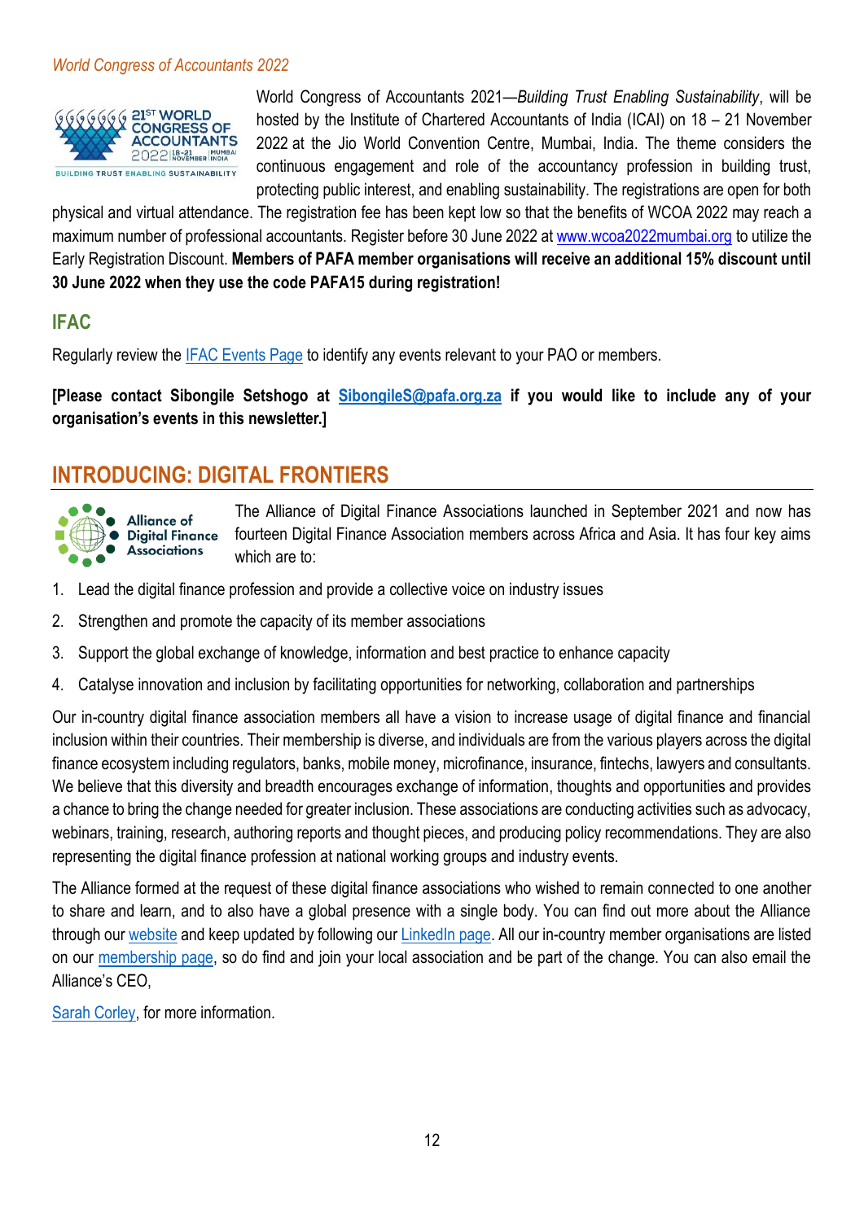*World Congress of Accountants 2022*

World Congress of Accountants 2021—*Building Trust Enabling Sustainability*, will be hosted by the Institute of Chartered Accountants of India (ICAI) on 18 – 21 November 2022 at the Jio World Convention Centre, Mumbai, India. The theme considers the continuous engagement and role of the accountancy profession in building trust, protecting public interest, and enabling sustainability. The registrations are open for both physical and virtual attendance. The registration fee has been kept low so that the benefits of WCOA 2022 may reach a maximum number of professional accountants. Register before 30 June 2022 at www.wcoa2022mumbai.org to utilize the Early Registration Discount. **Members of PAFA member organisations will receive an additional 15% discount until 30 June 2022 when they use the code PAFA15 during registration!**

## IFAC

Regularly review the IFAC Events Page to identify any events relevant to your PAO or members.

**[Please contact Sibongile Setshogo at SibongileS@pafa.org.za if you would like to include any of your organisation's events in this newsletter.]**

# INTRODUCING: DIGITAL FRONTIERS

The Alliance of Digital Finance Associations launched in September 2021 and now has fourteen Digital Finance Association members across Africa and Asia. It has four key aims which are to:

1. Lead the digital finance profession and provide a collective voice on industry issues
2. Strengthen and promote the capacity of its member associations
3. Support the global exchange of knowledge, information and best practice to enhance capacity
4. Catalyse innovation and inclusion by facilitating opportunities for networking, collaboration and partnerships

Our in-country digital finance association members all have a vision to increase usage of digital finance and financial inclusion within their countries. Their membership is diverse, and individuals are from the various players across the digital finance ecosystem including regulators, banks, mobile money, microfinance, insurance, fintechs, lawyers and consultants. We believe that this diversity and breadth encourages exchange of information, thoughts and opportunities and provides a chance to bring the change needed for greater inclusion. These associations are conducting activities such as advocacy, webinars, training, research, authoring reports and thought pieces, and producing policy recommendations. They are also representing the digital finance profession at national working groups and industry events.

The Alliance formed at the request of these digital finance associations who wished to remain connected to one another to share and learn, and to also have a global presence with a single body. You can find out more about the Alliance through our website and keep updated by following our LinkedIn page. All our in-country member organisations are listed on our membership page, so do find and join your local association and be part of the change. You can also email the Alliance's CEO,

Sarah Corley, for more information.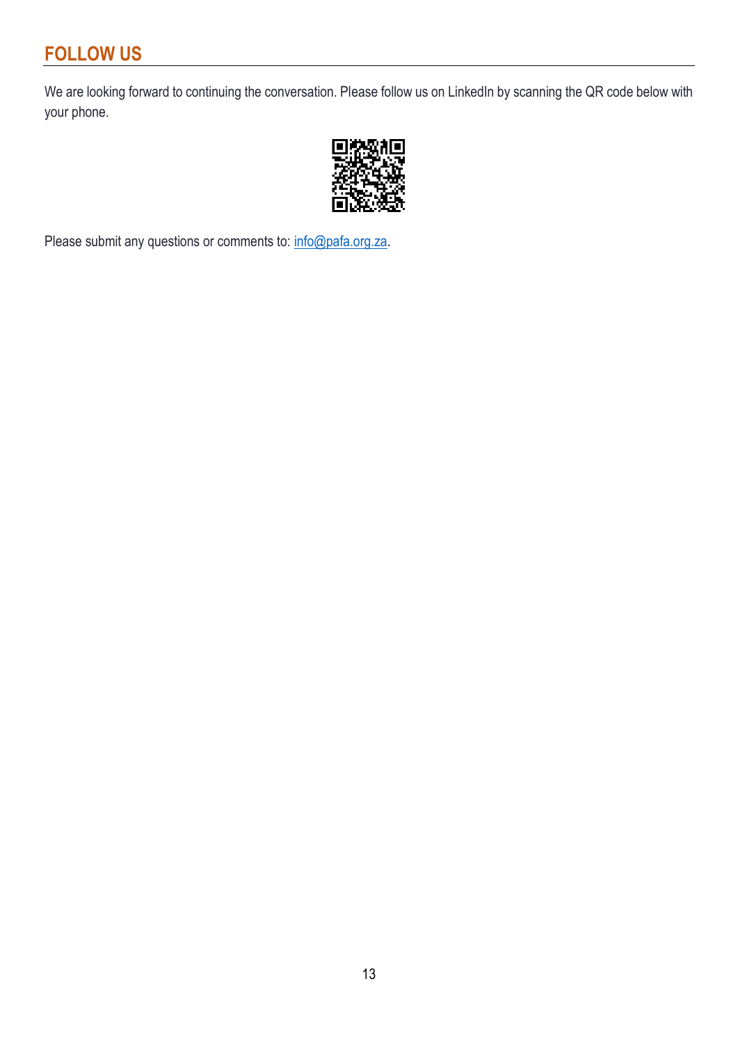## FOLLOW US

We are looking forward to continuing the conversation. Please follow us on LinkedIn by scanning the QR code below with your phone.

Please submit any questions or comments to: info@pafa.org.za.